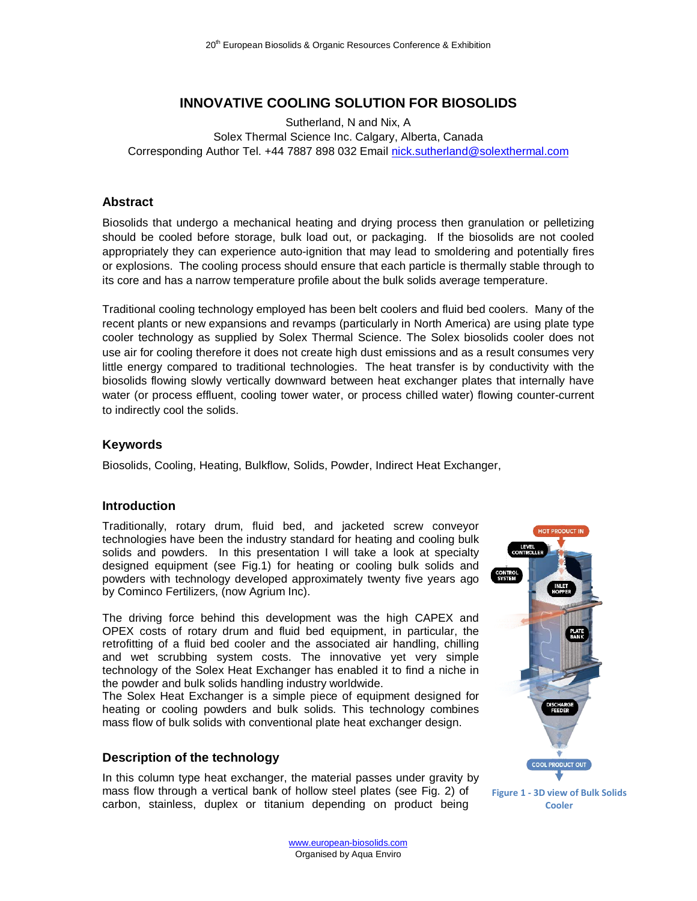# INNOVATIVE COOLING SOLUTION FOR BIOSOLIDS

Sutherland, N and Nix, A
Solex Thermal Science Inc. Calgary, Alberta, Canada
Corresponding Author Tel. +44 7887 898 032 Email nick.sutherland@solexthermal.com

## Abstract

Biosolids that undergo a mechanical heating and drying process then granulation or pelletizing should be cooled before storage, bulk load out, or packaging. If the biosolids are not cooled appropriately they can experience auto-ignition that may lead to smoldering and potentially fires or explosions. The cooling process should ensure that each particle is thermally stable through to its core and has a narrow temperature profile about the bulk solids average temperature.

Traditional cooling technology employed has been belt coolers and fluid bed coolers. Many of the recent plants or new expansions and revamps (particularly in North America) are using plate type cooler technology as supplied by Solex Thermal Science. The Solex biosolids cooler does not use air for cooling therefore it does not create high dust emissions and as a result consumes very little energy compared to traditional technologies. The heat transfer is by conductivity with the biosolids flowing slowly vertically downward between heat exchanger plates that internally have water (or process effluent, cooling tower water, or process chilled water) flowing counter-current to indirectly cool the solids.

## Keywords

Biosolids, Cooling, Heating, Bulkflow, Solids, Powder, Indirect Heat Exchanger,

## Introduction

Traditionally, rotary drum, fluid bed, and jacketed screw conveyor technologies have been the industry standard for heating and cooling bulk solids and powders. In this presentation I will take a look at specialty designed equipment (see Fig.1) for heating or cooling bulk solids and powders with technology developed approximately twenty five years ago by Cominco Fertilizers, (now Agrium Inc).

The driving force behind this development was the high CAPEX and OPEX costs of rotary drum and fluid bed equipment, in particular, the retrofitting of a fluid bed cooler and the associated air handling, chilling and wet scrubbing system costs. The innovative yet very simple technology of the Solex Heat Exchanger has enabled it to find a niche in the powder and bulk solids handling industry worldwide.

The Solex Heat Exchanger is a simple piece of equipment designed for heating or cooling powders and bulk solids. This technology combines mass flow of bulk solids with conventional plate heat exchanger design.

HOT PRODUCT IN, LEVEL CONTROLLER, CONTROL SYSTEM, INLET HOPPER, PLATE BANK, DISCHARGE FEEDER, COOL PRODUCT OUT

Figure 1 - 3D view of Bulk Solids Cooler

## Description of the technology

In this column type heat exchanger, the material passes under gravity by mass flow through a vertical bank of hollow steel plates (see Fig. 2) of carbon, stainless, duplex or titanium depending on product being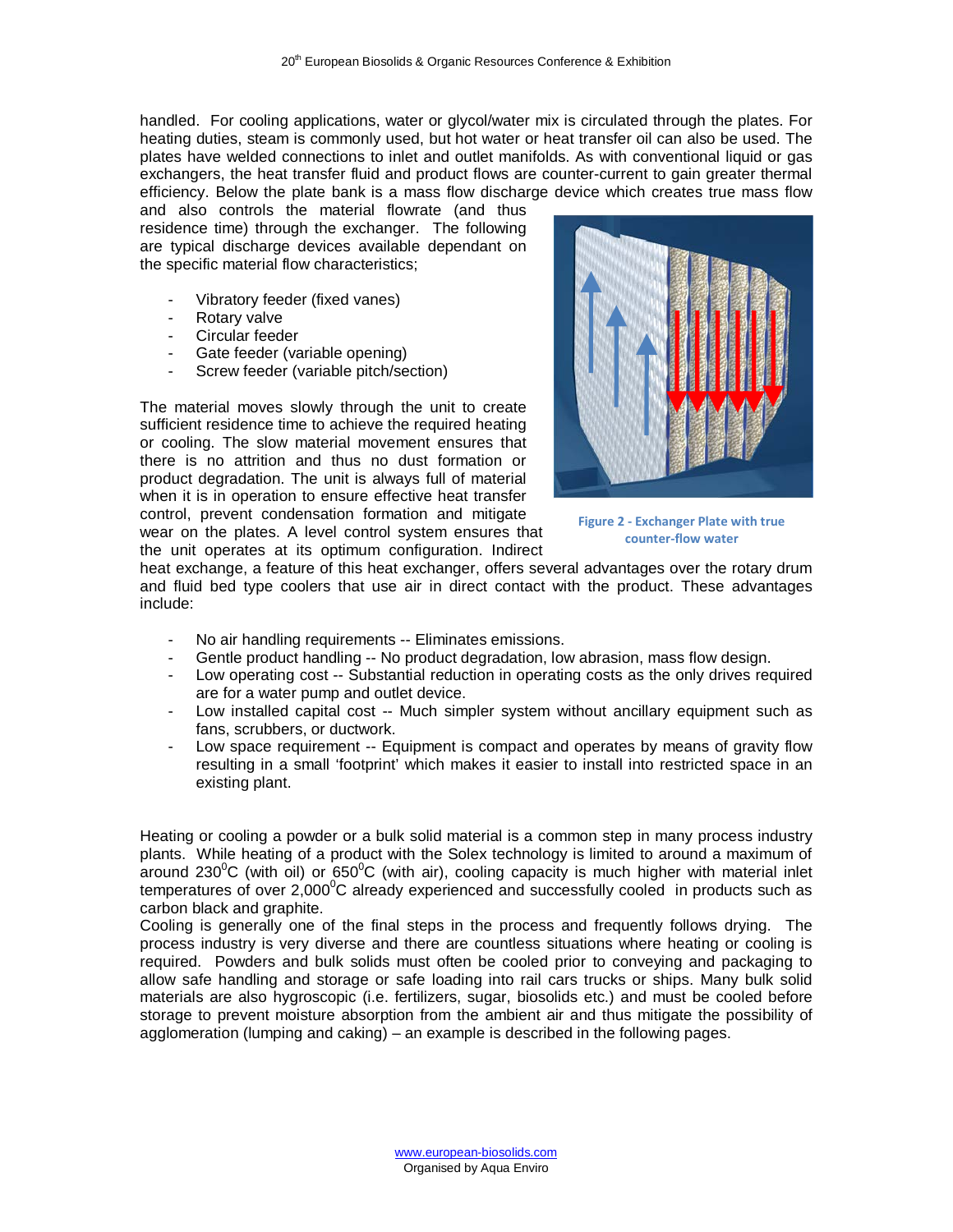handled. For cooling applications, water or glycol/water mix is circulated through the plates. For heating duties, steam is commonly used, but hot water or heat transfer oil can also be used. The plates have welded connections to inlet and outlet manifolds. As with conventional liquid or gas exchangers, the heat transfer fluid and product flows are counter-current to gain greater thermal efficiency. Below the plate bank is a mass flow discharge device which creates true mass flow and also controls the material flowrate (and thus residence time) through the exchanger. The following are typical discharge devices available dependant on the specific material flow characteristics;

- Vibratory feeder (fixed vanes)
- Rotary valve
- Circular feeder
- Gate feeder (variable opening)
- Screw feeder (variable pitch/section)

The material moves slowly through the unit to create sufficient residence time to achieve the required heating or cooling. The slow material movement ensures that there is no attrition and thus no dust formation or product degradation. The unit is always full of material when it is in operation to ensure effective heat transfer control, prevent condensation formation and mitigate wear on the plates. A level control system ensures that the unit operates at its optimum configuration. Indirect heat exchange, a feature of this heat exchanger, offers several advantages over the rotary drum and fluid bed type coolers that use air in direct contact with the product. These advantages include:

Figure 2 - Exchanger Plate with true counter-flow water

- No air handling requirements -- Eliminates emissions.
- Gentle product handling -- No product degradation, low abrasion, mass flow design.
- Low operating cost -- Substantial reduction in operating costs as the only drives required are for a water pump and outlet device.
- Low installed capital cost -- Much simpler system without ancillary equipment such as fans, scrubbers, or ductwork.
- Low space requirement -- Equipment is compact and operates by means of gravity flow resulting in a small 'footprint' which makes it easier to install into restricted space in an existing plant.

Heating or cooling a powder or a bulk solid material is a common step in many process industry plants. While heating of a product with the Solex technology is limited to around a maximum of around 230$^0$C (with oil) or 650$^0$C (with air), cooling capacity is much higher with material inlet temperatures of over 2,000$^0$C already experienced and successfully cooled in products such as carbon black and graphite.
Cooling is generally one of the final steps in the process and frequently follows drying. The process industry is very diverse and there are countless situations where heating or cooling is required. Powders and bulk solids must often be cooled prior to conveying and packaging to allow safe handling and storage or safe loading into rail cars trucks or ships. Many bulk solid materials are also hygroscopic (i.e. fertilizers, sugar, biosolids etc.) and must be cooled before storage to prevent moisture absorption from the ambient air and thus mitigate the possibility of agglomeration (lumping and caking) – an example is described in the following pages.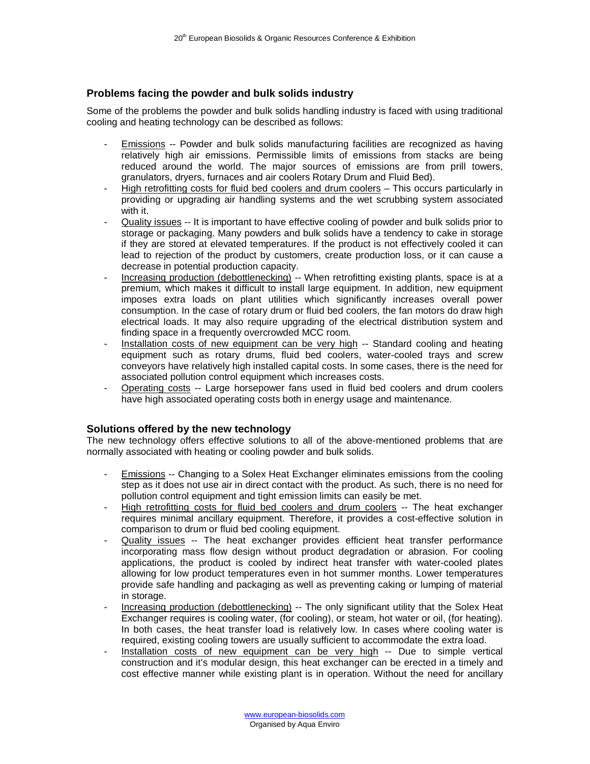## Problems facing the powder and bulk solids industry

Some of the problems the powder and bulk solids handling industry is faced with using traditional cooling and heating technology can be described as follows:

- Emissions -- Powder and bulk solids manufacturing facilities are recognized as having relatively high air emissions. Permissible limits of emissions from stacks are being reduced around the world. The major sources of emissions are from prill towers, granulators, dryers, furnaces and air coolers Rotary Drum and Fluid Bed).
- High retrofitting costs for fluid bed coolers and drum coolers – This occurs particularly in providing or upgrading air handling systems and the wet scrubbing system associated with it.
- Quality issues -- It is important to have effective cooling of powder and bulk solids prior to storage or packaging. Many powders and bulk solids have a tendency to cake in storage if they are stored at elevated temperatures. If the product is not effectively cooled it can lead to rejection of the product by customers, create production loss, or it can cause a decrease in potential production capacity.
- Increasing production (debottlenecking) -- When retrofitting existing plants, space is at a premium, which makes it difficult to install large equipment. In addition, new equipment imposes extra loads on plant utilities which significantly increases overall power consumption. In the case of rotary drum or fluid bed coolers, the fan motors do draw high electrical loads. It may also require upgrading of the electrical distribution system and finding space in a frequently overcrowded MCC room.
- Installation costs of new equipment can be very high -- Standard cooling and heating equipment such as rotary drums, fluid bed coolers, water-cooled trays and screw conveyors have relatively high installed capital costs. In some cases, there is the need for associated pollution control equipment which increases costs.
- Operating costs -- Large horsepower fans used in fluid bed coolers and drum coolers have high associated operating costs both in energy usage and maintenance.

## Solutions offered by the new technology

The new technology offers effective solutions to all of the above-mentioned problems that are normally associated with heating or cooling powder and bulk solids.

- Emissions -- Changing to a Solex Heat Exchanger eliminates emissions from the cooling step as it does not use air in direct contact with the product. As such, there is no need for pollution control equipment and tight emission limits can easily be met.
- High retrofitting costs for fluid bed coolers and drum coolers -- The heat exchanger requires minimal ancillary equipment. Therefore, it provides a cost-effective solution in comparison to drum or fluid bed cooling equipment.
- Quality issues -- The heat exchanger provides efficient heat transfer performance incorporating mass flow design without product degradation or abrasion. For cooling applications, the product is cooled by indirect heat transfer with water-cooled plates allowing for low product temperatures even in hot summer months. Lower temperatures provide safe handling and packaging as well as preventing caking or lumping of material in storage.
- Increasing production (debottlenecking) -- The only significant utility that the Solex Heat Exchanger requires is cooling water, (for cooling), or steam, hot water or oil, (for heating). In both cases, the heat transfer load is relatively low. In cases where cooling water is required, existing cooling towers are usually sufficient to accommodate the extra load.
- Installation costs of new equipment can be very high -- Due to simple vertical construction and it's modular design, this heat exchanger can be erected in a timely and cost effective manner while existing plant is in operation. Without the need for ancillary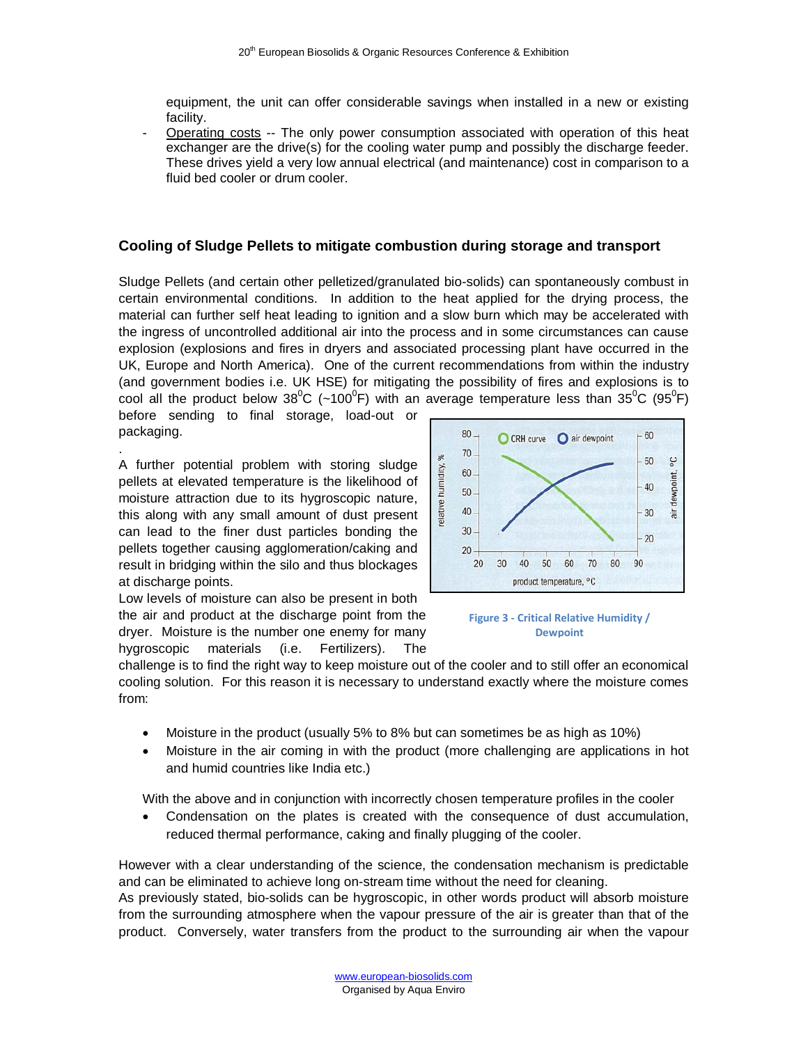equipment, the unit can offer considerable savings when installed in a new or existing facility.

- Operating costs -- The only power consumption associated with operation of this heat exchanger are the drive(s) for the cooling water pump and possibly the discharge feeder. These drives yield a very low annual electrical (and maintenance) cost in comparison to a fluid bed cooler or drum cooler.

## Cooling of Sludge Pellets to mitigate combustion during storage and transport

Sludge Pellets (and certain other pelletized/granulated bio-solids) can spontaneously combust in certain environmental conditions. In addition to the heat applied for the drying process, the material can further self heat leading to ignition and a slow burn which may be accelerated with the ingress of uncontrolled additional air into the process and in some circumstances can cause explosion (explosions and fires in dryers and associated processing plant have occurred in the UK, Europe and North America). One of the current recommendations from within the industry (and government bodies i.e. UK HSE) for mitigating the possibility of fires and explosions is to cool all the product below 38$^0$C (~100$^0$F) with an average temperature less than 35$^0$C (95$^0$F) before sending to final storage, load-out or packaging.

A further potential problem with storing sludge pellets at elevated temperature is the likelihood of moisture attraction due to its hygroscopic nature, this along with any small amount of dust present can lead to the finer dust particles bonding the pellets together causing agglomeration/caking and result in bridging within the silo and thus blockages at discharge points.

Figure 3 - Critical Relative Humidity / Dewpoint

Low levels of moisture can also be present in both the air and product at the discharge point from the dryer. Moisture is the number one enemy for many hygroscopic materials (i.e. Fertilizers). The challenge is to find the right way to keep moisture out of the cooler and to still offer an economical cooling solution. For this reason it is necessary to understand exactly where the moisture comes from:

- Moisture in the product (usually 5% to 8% but can sometimes be as high as 10%)
- Moisture in the air coming in with the product (more challenging are applications in hot and humid countries like India etc.)

With the above and in conjunction with incorrectly chosen temperature profiles in the cooler

- Condensation on the plates is created with the consequence of dust accumulation, reduced thermal performance, caking and finally plugging of the cooler.

However with a clear understanding of the science, the condensation mechanism is predictable and can be eliminated to achieve long on-stream time without the need for cleaning.
As previously stated, bio-solids can be hygroscopic, in other words product will absorb moisture from the surrounding atmosphere when the vapour pressure of the air is greater than that of the product. Conversely, water transfers from the product to the surrounding air when the vapour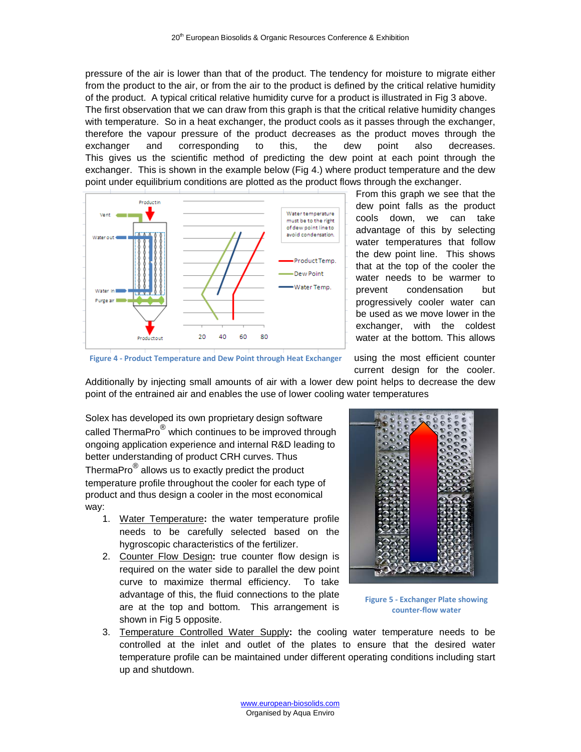pressure of the air is lower than that of the product. The tendency for moisture to migrate either from the product to the air, or from the air to the product is defined by the critical relative humidity of the product. A typical critical relative humidity curve for a product is illustrated in Fig 3 above. The first observation that we can draw from this graph is that the critical relative humidity changes with temperature. So in a heat exchanger, the product cools as it passes through the exchanger, therefore the vapour pressure of the product decreases as the product moves through the exchanger and corresponding to this, the dew point also decreases. This gives us the scientific method of predicting the dew point at each point through the exchanger. This is shown in the example below (Fig 4.) where product temperature and the dew point under equilibrium conditions are plotted as the product flows through the exchanger.

Figure 4 - Product Temperature and Dew Point through Heat Exchanger

From this graph we see that the dew point falls as the product cools down, we can take advantage of this by selecting water temperatures that follow the dew point line. This shows that at the top of the cooler the water needs to be warmer to prevent condensation but progressively cooler water can be used as we move lower in the exchanger, with the coldest water at the bottom. This allows using the most efficient counter current design for the cooler. Additionally by injecting small amounts of air with a lower dew point helps to decrease the dew point of the entrained air and enables the use of lower cooling water temperatures

Solex has developed its own proprietary design software called ThermaPro® which continues to be improved through ongoing application experience and internal R&D leading to better understanding of product CRH curves. Thus ThermaPro® allows us to exactly predict the product temperature profile throughout the cooler for each type of product and thus design a cooler in the most economical way:

1. Water Temperature: the water temperature profile needs to be carefully selected based on the hygroscopic characteristics of the fertilizer.
2. Counter Flow Design: true counter flow design is required on the water side to parallel the dew point curve to maximize thermal efficiency. To take advantage of this, the fluid connections to the plate are at the top and bottom. This arrangement is shown in Fig 5 opposite.
3. Temperature Controlled Water Supply: the cooling water temperature needs to be controlled at the inlet and outlet of the plates to ensure that the desired water temperature profile can be maintained under different operating conditions including start up and shutdown.

Figure 5 - Exchanger Plate showing counter-flow water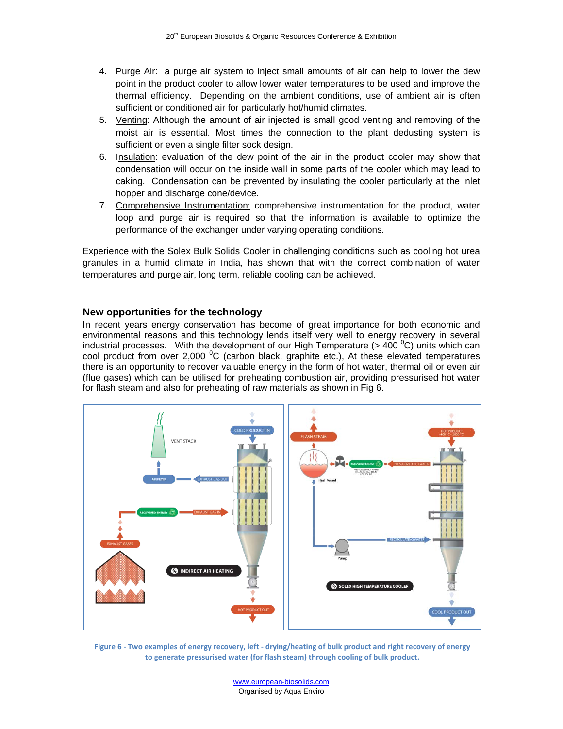4. Purge Air: a purge air system to inject small amounts of air can help to lower the dew point in the product cooler to allow lower water temperatures to be used and improve the thermal efficiency. Depending on the ambient conditions, use of ambient air is often sufficient or conditioned air for particularly hot/humid climates.
5. Venting: Although the amount of air injected is small good venting and removing of the moist air is essential. Most times the connection to the plant dedusting system is sufficient or even a single filter sock design.
6. Insulation: evaluation of the dew point of the air in the product cooler may show that condensation will occur on the inside wall in some parts of the cooler which may lead to caking. Condensation can be prevented by insulating the cooler particularly at the inlet hopper and discharge cone/device.
7. Comprehensive Instrumentation: comprehensive instrumentation for the product, water loop and purge air is required so that the information is available to optimize the performance of the exchanger under varying operating conditions.

Experience with the Solex Bulk Solids Cooler in challenging conditions such as cooling hot urea granules in a humid climate in India, has shown that with the correct combination of water temperatures and purge air, long term, reliable cooling can be achieved.

## New opportunities for the technology

In recent years energy conservation has become of great importance for both economic and environmental reasons and this technology lends itself very well to energy recovery in several industrial processes. With the development of our High Temperature (> 400 $^0$C) units which can cool product from over 2,000 $^0$C (carbon black, graphite etc.), At these elevated temperatures there is an opportunity to recover valuable energy in the form of hot water, thermal oil or even air (flue gases) which can be utilised for preheating combustion air, providing pressurised hot water for flash steam and also for preheating of raw materials as shown in Fig 6.

**Figure 6 - Two examples of energy recovery, left - drying/heating of bulk product and right recovery of energy to generate pressurised water (for flash steam) through cooling of bulk product.**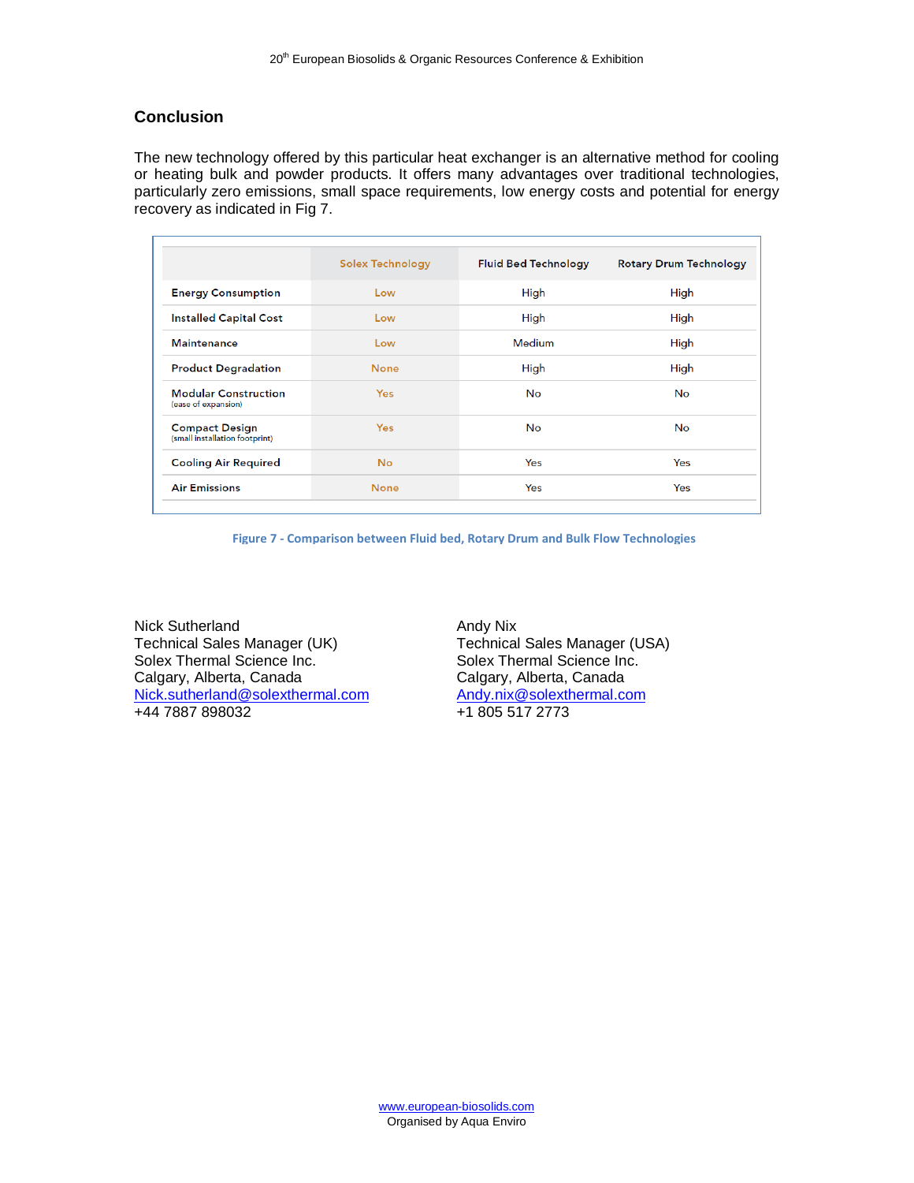## Conclusion

The new technology offered by this particular heat exchanger is an alternative method for cooling or heating bulk and powder products. It offers many advantages over traditional technologies, particularly zero emissions, small space requirements, low energy costs and potential for energy recovery as indicated in Fig 7.

| | Solex Technology | Fluid Bed Technology | Rotary Drum Technology |
|---|---|---|---|
| Energy Consumption | Low | High | High |
| Installed Capital Cost | Low | High | High |
| Maintenance | Low | Medium | High |
| Product Degradation | None | High | High |
| Modular Construction (ease of expansion) | Yes | No | No |
| Compact Design (small installation footprint) | Yes | No | No |
| Cooling Air Required | No | Yes | Yes |
| Air Emissions | None | Yes | Yes |

Figure 7 - Comparison between Fluid bed, Rotary Drum and Bulk Flow Technologies

Nick Sutherland
Technical Sales Manager (UK)
Solex Thermal Science Inc.
Calgary, Alberta, Canada
Nick.sutherland@solexthermal.com
+44 7887 898032

Andy Nix
Technical Sales Manager (USA)
Solex Thermal Science Inc.
Calgary, Alberta, Canada
Andy.nix@solexthermal.com
+1 805 517 2773